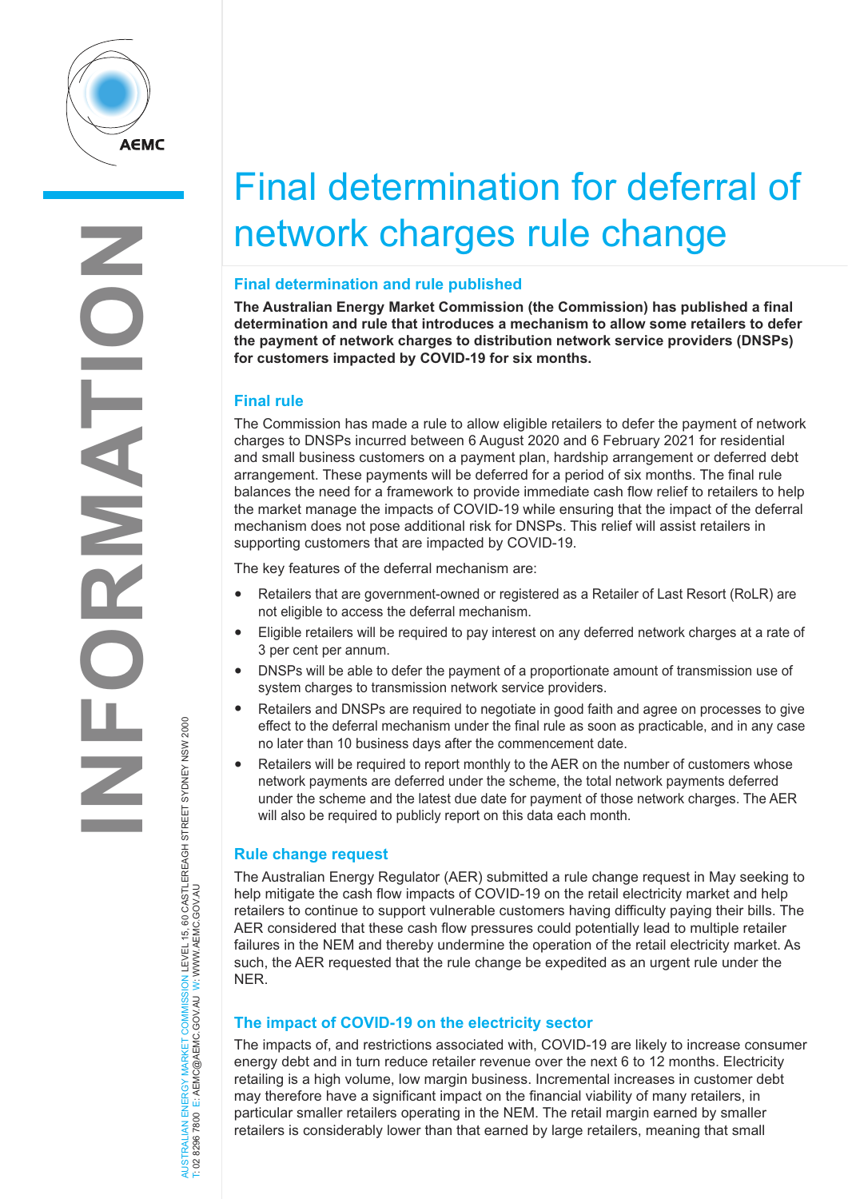# Final determination for deferral of network charges rule change

## Final determination and rule published

**The Australian Energy Market Commission (the Commission) has published a final determination and rule that introduces a mechanism to allow some retailers to defer the payment of network charges to distribution network service providers (DNSPs) for customers impacted by COVID-19 for six months.**

## Final rule

The Commission has made a rule to allow eligible retailers to defer the payment of network charges to DNSPs incurred between 6 August 2020 and 6 February 2021 for residential and small business customers on a payment plan, hardship arrangement or deferred debt arrangement. These payments will be deferred for a period of six months. The final rule balances the need for a framework to provide immediate cash flow relief to retailers to help the market manage the impacts of COVID-19 while ensuring that the impact of the deferral mechanism does not pose additional risk for DNSPs. This relief will assist retailers in supporting customers that are impacted by COVID-19.

The key features of the deferral mechanism are:

- Retailers that are government-owned or registered as a Retailer of Last Resort (RoLR) are not eligible to access the deferral mechanism.
- Eligible retailers will be required to pay interest on any deferred network charges at a rate of 3 per cent per annum.
- DNSPs will be able to defer the payment of a proportionate amount of transmission use of system charges to transmission network service providers.
- Retailers and DNSPs are required to negotiate in good faith and agree on processes to give effect to the deferral mechanism under the final rule as soon as practicable, and in any case no later than 10 business days after the commencement date.
- Retailers will be required to report monthly to the AER on the number of customers whose network payments are deferred under the scheme, the total network payments deferred under the scheme and the latest due date for payment of those network charges. The AER will also be required to publicly report on this data each month.

## Rule change request

The Australian Energy Regulator (AER) submitted a rule change request in May seeking to help mitigate the cash flow impacts of COVID-19 on the retail electricity market and help retailers to continue to support vulnerable customers having difficulty paying their bills. The AER considered that these cash flow pressures could potentially lead to multiple retailer failures in the NEM and thereby undermine the operation of the retail electricity market. As such, the AER requested that the rule change be expedited as an urgent rule under the NER.

## The impact of COVID-19 on the electricity sector

The impacts of, and restrictions associated with, COVID-19 are likely to increase consumer energy debt and in turn reduce retailer revenue over the next 6 to 12 months. Electricity retailing is a high volume, low margin business. Incremental increases in customer debt may therefore have a significant impact on the financial viability of many retailers, in particular smaller retailers operating in the NEM. The retail margin earned by smaller retailers is considerably lower than that earned by large retailers, meaning that small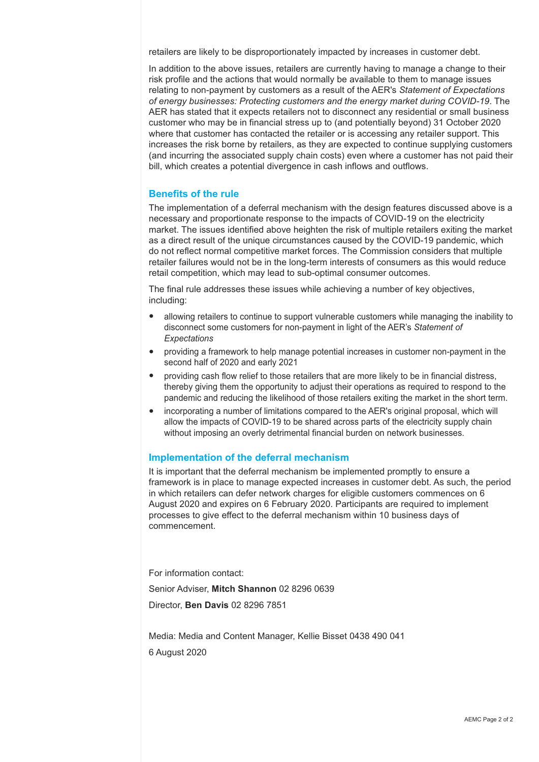retailers are likely to be disproportionately impacted by increases in customer debt.

In addition to the above issues, retailers are currently having to manage a change to their risk profile and the actions that would normally be available to them to manage issues relating to non-payment by customers as a result of the AER's *Statement of Expectations of energy businesses: Protecting customers and the energy market during COVID-19*. The AER has stated that it expects retailers not to disconnect any residential or small business customer who may be in financial stress up to (and potentially beyond) 31 October 2020 where that customer has contacted the retailer or is accessing any retailer support. This increases the risk borne by retailers, as they are expected to continue supplying customers (and incurring the associated supply chain costs) even where a customer has not paid their bill, which creates a potential divergence in cash inflows and outflows.

## Benefits of the rule

The implementation of a deferral mechanism with the design features discussed above is a necessary and proportionate response to the impacts of COVID-19 on the electricity market. The issues identified above heighten the risk of multiple retailers exiting the market as a direct result of the unique circumstances caused by the COVID-19 pandemic, which do not reflect normal competitive market forces. The Commission considers that multiple retailer failures would not be in the long-term interests of consumers as this would reduce retail competition, which may lead to sub-optimal consumer outcomes.

The final rule addresses these issues while achieving a number of key objectives, including:

- allowing retailers to continue to support vulnerable customers while managing the inability to disconnect some customers for non-payment in light of the AER's *Statement of Expectations*
- providing a framework to help manage potential increases in customer non-payment in the second half of 2020 and early 2021
- providing cash flow relief to those retailers that are more likely to be in financial distress, thereby giving them the opportunity to adjust their operations as required to respond to the pandemic and reducing the likelihood of those retailers exiting the market in the short term.
- incorporating a number of limitations compared to the AER's original proposal, which will allow the impacts of COVID-19 to be shared across parts of the electricity supply chain without imposing an overly detrimental financial burden on network businesses.

## Implementation of the deferral mechanism

It is important that the deferral mechanism be implemented promptly to ensure a framework is in place to manage expected increases in customer debt. As such, the period in which retailers can defer network charges for eligible customers commences on 6 August 2020 and expires on 6 February 2020. Participants are required to implement processes to give effect to the deferral mechanism within 10 business days of commencement.

For information contact:

Senior Adviser, **Mitch Shannon** 02 8296 0639

Director, **Ben Davis** 02 8296 7851

Media: Media and Content Manager, Kellie Bisset 0438 490 041

6 August 2020